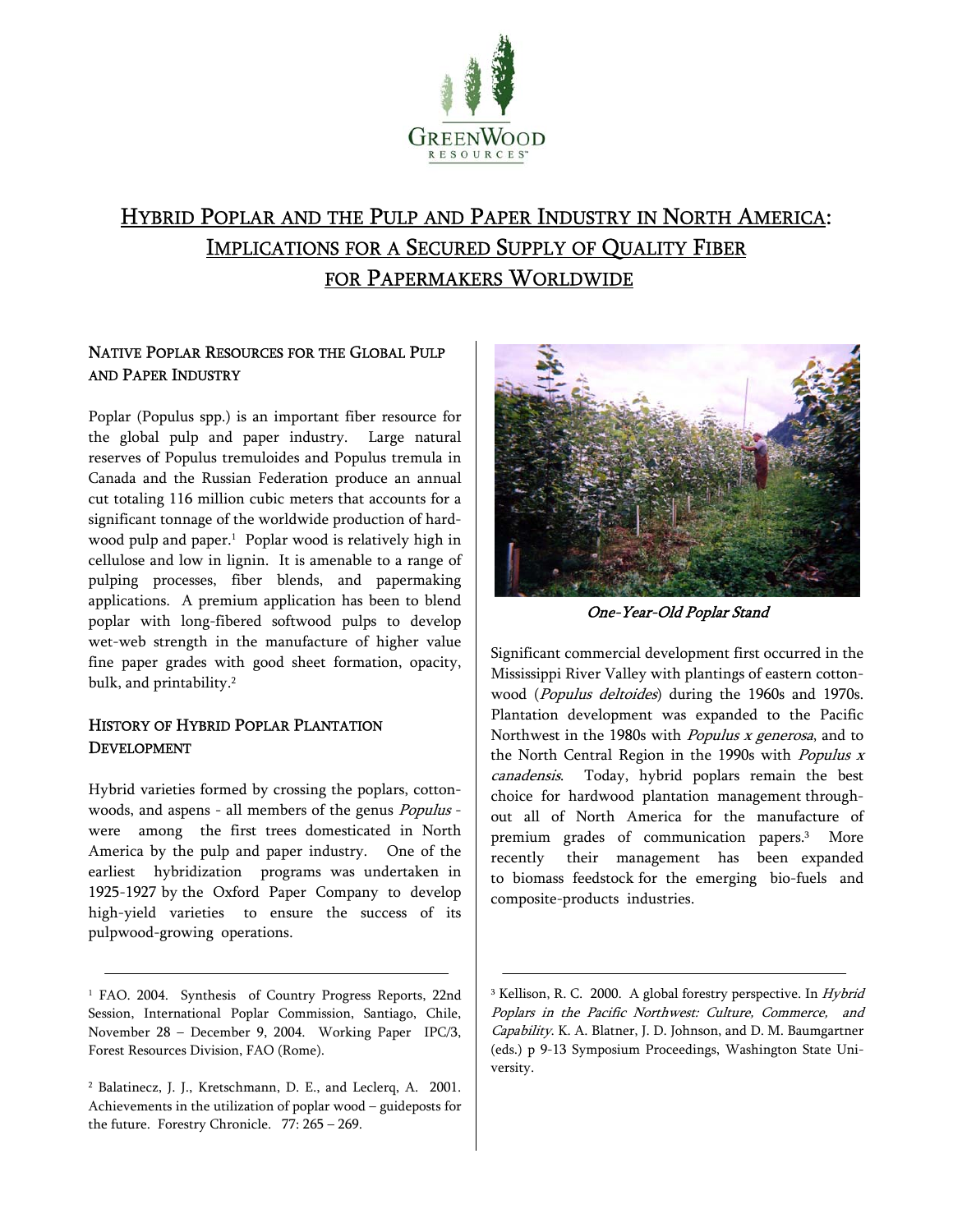GreenWood Resources

# Hybrid Poplar and the Pulp and Paper Industry in North America: Implications for a Secured Supply of Quality Fiber for Papermakers Worldwide

## Native Poplar Resources for the Global Pulp and Paper Industry

Poplar (Populus spp.) is an important fiber resource for the global pulp and paper industry. Large natural reserves of Populus tremuloides and Populus tremula in Canada and the Russian Federation produce an annual cut totaling 116 million cubic meters that accounts for a significant tonnage of the worldwide production of hardwood pulp and paper.[1] Poplar wood is relatively high in cellulose and low in lignin. It is amenable to a range of pulping processes, fiber blends, and papermaking applications. A premium application has been to blend poplar with long-fibered softwood pulps to develop wet-web strength in the manufacture of higher value fine paper grades with good sheet formation, opacity, bulk, and printability.[2]

## History of Hybrid Poplar Plantation Development

Hybrid varieties formed by crossing the poplars, cottonwoods, and aspens - all members of the genus *Populus* - were among the first trees domesticated in North America by the pulp and paper industry. One of the earliest hybridization programs was undertaken in 1925-1927 by the Oxford Paper Company to develop high-yield varieties to ensure the success of its pulpwood-growing operations.

*One-Year-Old Poplar Stand*

Significant commercial development first occurred in the Mississippi River Valley with plantings of eastern cottonwood (*Populus deltoides*) during the 1960s and 1970s. Plantation development was expanded to the Pacific Northwest in the 1980s with *Populus x generosa*, and to the North Central Region in the 1990s with *Populus x canadensis*. Today, hybrid poplars remain the best choice for hardwood plantation management throughout all of North America for the manufacture of premium grades of communication papers.[3] More recently their management has been expanded to biomass feedstock for the emerging bio-fuels and composite-products industries.

---

[1] FAO. 2004. Synthesis of Country Progress Reports, 22nd Session, International Poplar Commission, Santiago, Chile, November 28 – December 9, 2004. Working Paper IPC/3, Forest Resources Division, FAO (Rome).

[2] Balatinecz, J. J., Kretschmann, D. E., and Leclerq, A. 2001. Achievements in the utilization of poplar wood – guideposts for the future. Forestry Chronicle. 77: 265 – 269.

[3] Kellison, R. C. 2000. A global forestry perspective. In *Hybrid Poplars in the Pacific Northwest: Culture, Commerce, and Capability*. K. A. Blatner, J. D. Johnson, and D. M. Baumgartner (eds.) p 9-13 Symposium Proceedings, Washington State University.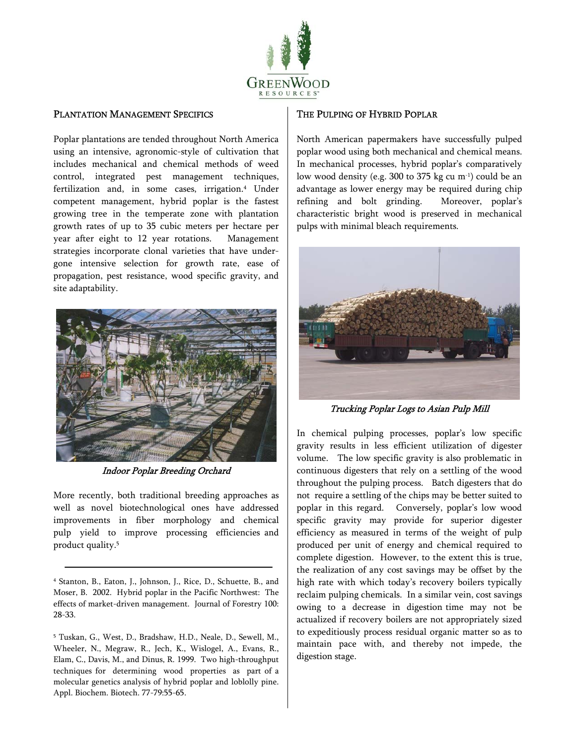## PLANTATION MANAGEMENT SPECIFICS

Poplar plantations are tended throughout North America using an intensive, agronomic-style of cultivation that includes mechanical and chemical methods of weed control, integrated pest management techniques, fertilization and, in some cases, irrigation.[4] Under competent management, hybrid poplar is the fastest growing tree in the temperate zone with plantation growth rates of up to 35 cubic meters per hectare per year after eight to 12 year rotations. Management strategies incorporate clonal varieties that have undergone intensive selection for growth rate, ease of propagation, pest resistance, wood specific gravity, and site adaptability.

*Indoor Poplar Breeding Orchard*

More recently, both traditional breeding approaches as well as novel biotechnological ones have addressed improvements in fiber morphology and chemical pulp yield to improve processing efficiencies and product quality.[5]

## THE PULPING OF HYBRID POPLAR

North American papermakers have successfully pulped poplar wood using both mechanical and chemical means. In mechanical processes, hybrid poplar's comparatively low wood density (e.g. 300 to 375 kg cu $m^{-1}$) could be an advantage as lower energy may be required during chip refining and bolt grinding. Moreover, poplar's characteristic bright wood is preserved in mechanical pulps with minimal bleach requirements.

*Trucking Poplar Logs to Asian Pulp Mill*

In chemical pulping processes, poplar's low specific gravity results in less efficient utilization of digester volume. The low specific gravity is also problematic in continuous digesters that rely on a settling of the wood throughout the pulping process. Batch digesters that do not require a settling of the chips may be better suited to poplar in this regard. Conversely, poplar's low wood specific gravity may provide for superior digester efficiency as measured in terms of the weight of pulp produced per unit of energy and chemical required to complete digestion. However, to the extent this is true, the realization of any cost savings may be offset by the high rate with which today's recovery boilers typically reclaim pulping chemicals. In a similar vein, cost savings owing to a decrease in digestion time may not be actualized if recovery boilers are not appropriately sized to expeditiously process residual organic matter so as to maintain pace with, and thereby not impede, the digestion stage.

---

[4] Stanton, B., Eaton, J., Johnson, J., Rice, D., Schuette, B., and Moser, B. 2002. Hybrid poplar in the Pacific Northwest: The effects of market-driven management. Journal of Forestry 100: 28-33.

[5] Tuskan, G., West, D., Bradshaw, H.D., Neale, D., Sewell, M., Wheeler, N., Megraw, R., Jech, K., Wislogel, A., Evans, R., Elam, C., Davis, M., and Dinus, R. 1999. Two high-throughput techniques for determining wood properties as part of a molecular genetics analysis of hybrid poplar and loblolly pine. Appl. Biochem. Biotech. 77-79:55-65.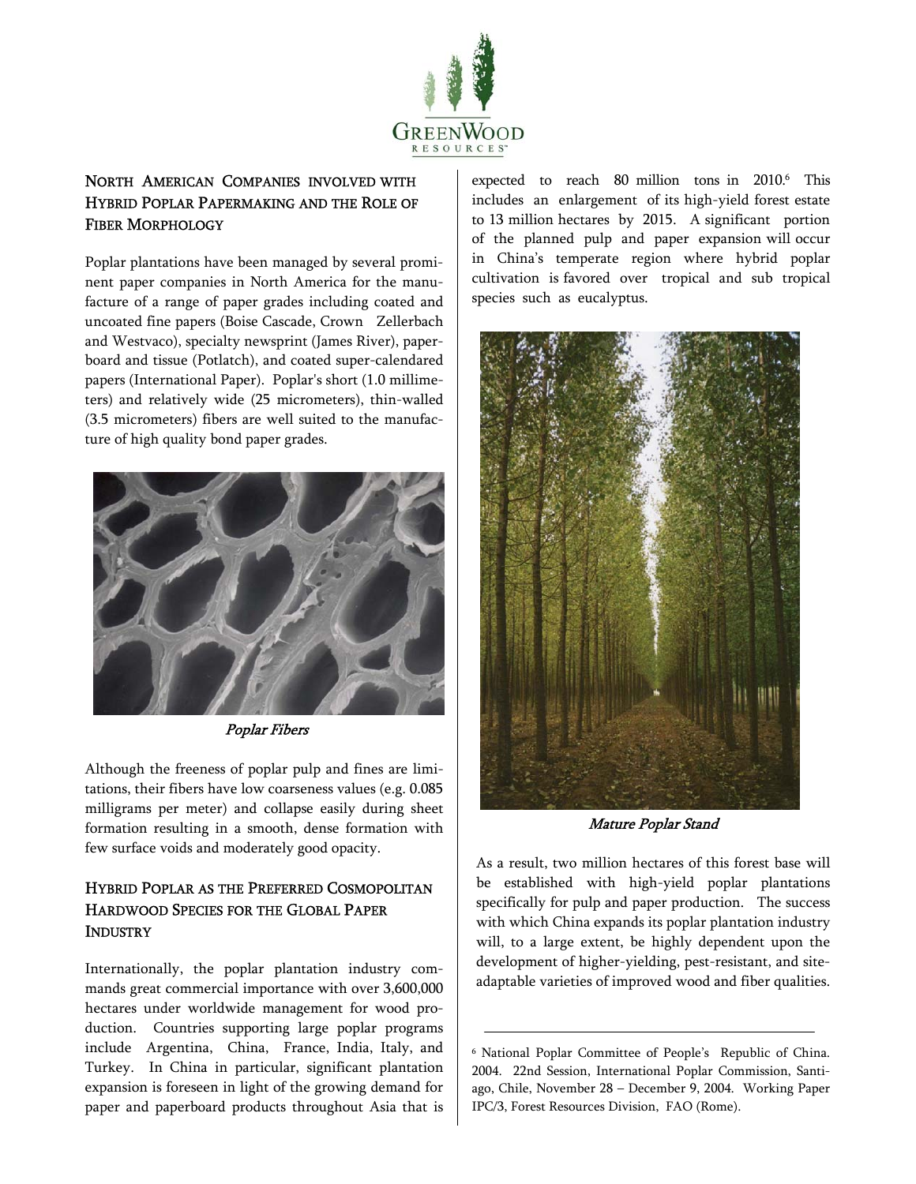## North American Companies Involved with Hybrid Poplar Papermaking and the Role of Fiber Morphology

Poplar plantations have been managed by several prominent paper companies in North America for the manufacture of a range of paper grades including coated and uncoated fine papers (Boise Cascade, Crown Zellerbach and Westvaco), specialty newsprint (James River), paperboard and tissue (Potlatch), and coated super-calendared papers (International Paper). Poplar's short (1.0 millimeters) and relatively wide (25 micrometers), thin-walled (3.5 micrometers) fibers are well suited to the manufacture of high quality bond paper grades.

*Poplar Fibers*

Although the freeness of poplar pulp and fines are limitations, their fibers have low coarseness values (e.g. 0.085 milligrams per meter) and collapse easily during sheet formation resulting in a smooth, dense formation with few surface voids and moderately good opacity.

## Hybrid Poplar as the Preferred Cosmopolitan Hardwood Species for the Global Paper Industry

Internationally, the poplar plantation industry commands great commercial importance with over 3,600,000 hectares under worldwide management for wood production. Countries supporting large poplar programs include Argentina, China, France, India, Italy, and Turkey. In China in particular, significant plantation expansion is foreseen in light of the growing demand for paper and paperboard products throughout Asia that is expected to reach 80 million tons in 2010.[6] This includes an enlargement of its high-yield forest estate to 13 million hectares by 2015. A significant portion of the planned pulp and paper expansion will occur in China's temperate region where hybrid poplar cultivation is favored over tropical and sub tropical species such as eucalyptus.

*Mature Poplar Stand*

As a result, two million hectares of this forest base will be established with high-yield poplar plantations specifically for pulp and paper production. The success with which China expands its poplar plantation industry will, to a large extent, be highly dependent upon the development of higher-yielding, pest-resistant, and site-adaptable varieties of improved wood and fiber qualities.

---

[6] National Poplar Committee of People's Republic of China. 2004. 22nd Session, International Poplar Commission, Santiago, Chile, November 28 – December 9, 2004. Working Paper IPC/3, Forest Resources Division, FAO (Rome).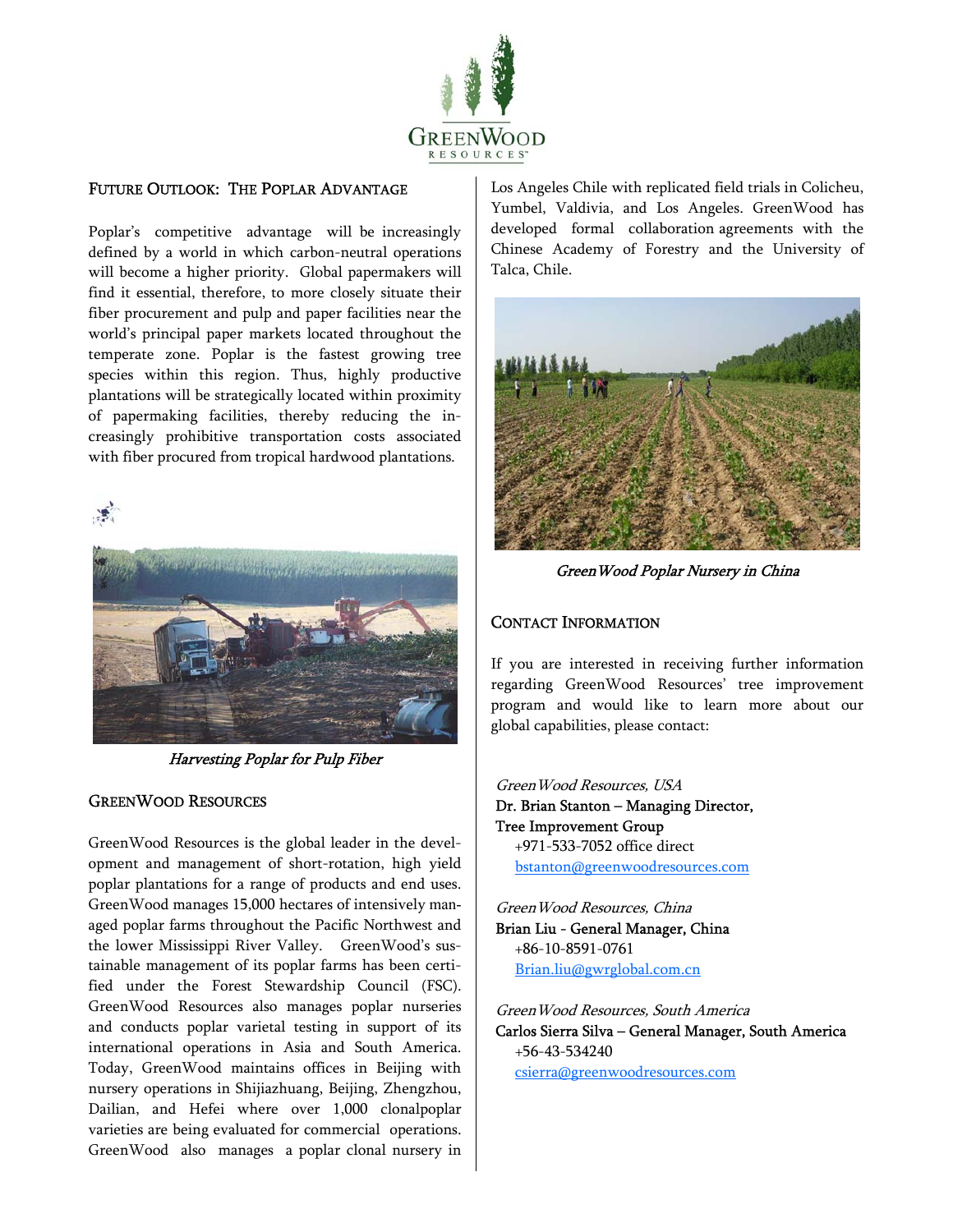## Future Outlook: The Poplar Advantage

Poplar's competitive advantage will be increasingly defined by a world in which carbon-neutral operations will become a higher priority. Global papermakers will find it essential, therefore, to more closely situate their fiber procurement and pulp and paper facilities near the world's principal paper markets located throughout the temperate zone. Poplar is the fastest growing tree species within this region. Thus, highly productive plantations will be strategically located within proximity of papermaking facilities, thereby reducing the increasingly prohibitive transportation costs associated with fiber procured from tropical hardwood plantations.

*Harvesting Poplar for Pulp Fiber*

## GreenWood Resources

GreenWood Resources is the global leader in the development and management of short-rotation, high yield poplar plantations for a range of products and end uses. GreenWood manages 15,000 hectares of intensively managed poplar farms throughout the Pacific Northwest and the lower Mississippi River Valley. GreenWood's sustainable management of its poplar farms has been certified under the Forest Stewardship Council (FSC). GreenWood Resources also manages poplar nurseries and conducts poplar varietal testing in support of its international operations in Asia and South America. Today, GreenWood maintains offices in Beijing with nursery operations in Shijiazhuang, Beijing, Zhengzhou, Dailian, and Hefei where over 1,000 clonalpoplar varieties are being evaluated for commercial operations. GreenWood also manages a poplar clonal nursery in Los Angeles Chile with replicated field trials in Colicheu, Yumbel, Valdivia, and Los Angeles. GreenWood has developed formal collaboration agreements with the Chinese Academy of Forestry and the University of Talca, Chile.

*GreenWood Poplar Nursery in China*

## Contact Information

If you are interested in receiving further information regarding GreenWood Resources' tree improvement program and would like to learn more about our global capabilities, please contact:

*GreenWood Resources, USA*
**Dr. Brian Stanton – Managing Director, Tree Improvement Group**
+971-533-7052 office direct
bstanton@greenwoodresources.com

*GreenWood Resources, China*
**Brian Liu - General Manager, China**
+86-10-8591-0761
Brian.liu@gwrglobal.com.cn

*GreenWood Resources, South America*
**Carlos Sierra Silva – General Manager, South America**
+56-43-534240
csierra@greenwoodresources.com